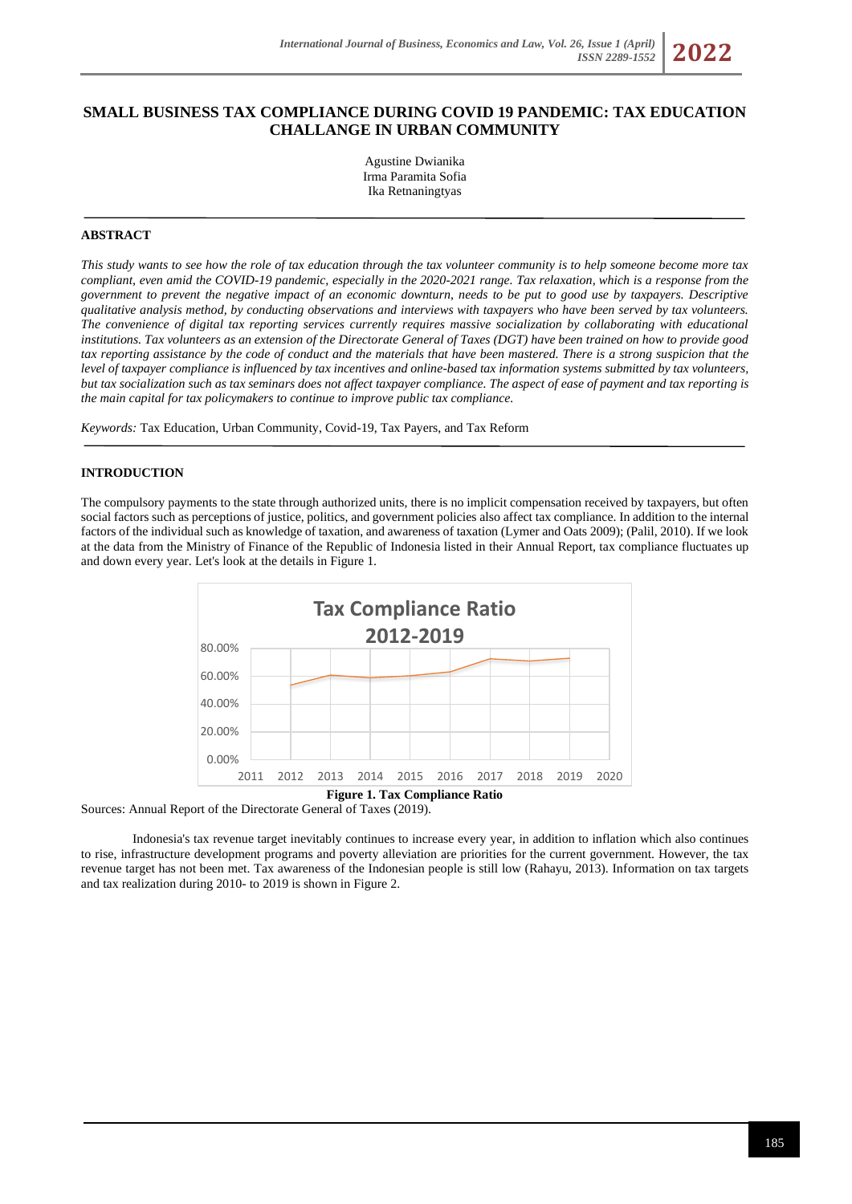# SMALL BUSINESS TAX COMPLIANCE DURING COVID 19 PANDEMIC: TAX EDUCATION CHALLANGE IN URBAN COMMUNITY

Agustine Dwianika
Irma Paramita Sofia
Ika Retnaningtyas

## ABSTRACT

*This study wants to see how the role of tax education through the tax volunteer community is to help someone become more tax compliant, even amid the COVID-19 pandemic, especially in the 2020-2021 range. Tax relaxation, which is a response from the government to prevent the negative impact of an economic downturn, needs to be put to good use by taxpayers. Descriptive qualitative analysis method, by conducting observations and interviews with taxpayers who have been served by tax volunteers. The convenience of digital tax reporting services currently requires massive socialization by collaborating with educational institutions. Tax volunteers as an extension of the Directorate General of Taxes (DGT) have been trained on how to provide good tax reporting assistance by the code of conduct and the materials that have been mastered. There is a strong suspicion that the level of taxpayer compliance is influenced by tax incentives and online-based tax information systems submitted by tax volunteers, but tax socialization such as tax seminars does not affect taxpayer compliance. The aspect of ease of payment and tax reporting is the main capital for tax policymakers to continue to improve public tax compliance.*

*Keywords:* Tax Education, Urban Community, Covid-19, Tax Payers, and Tax Reform

## INTRODUCTION

The compulsory payments to the state through authorized units, there is no implicit compensation received by taxpayers, but often social factors such as perceptions of justice, politics, and government policies also affect tax compliance. In addition to the internal factors of the individual such as knowledge of taxation, and awareness of taxation (Lymer and Oats 2009); (Palil, 2010). If we look at the data from the Ministry of Finance of the Republic of Indonesia listed in their Annual Report, tax compliance fluctuates up and down every year. Let's look at the details in Figure 1.

**Figure 1. Tax Compliance Ratio**

Sources: Annual Report of the Directorate General of Taxes (2019).

Indonesia's tax revenue target inevitably continues to increase every year, in addition to inflation which also continues to rise, infrastructure development programs and poverty alleviation are priorities for the current government. However, the tax revenue target has not been met. Tax awareness of the Indonesian people is still low (Rahayu, 2013). Information on tax targets and tax realization during 2010- to 2019 is shown in Figure 2.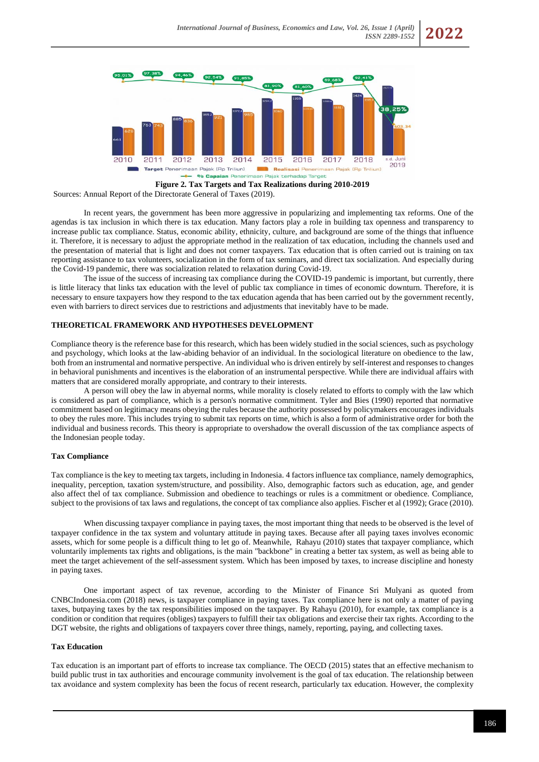**Figure 2. Tax Targets and Tax Realizations during 2010-2019**

Sources: Annual Report of the Directorate General of Taxes (2019).

In recent years, the government has been more aggressive in popularizing and implementing tax reforms. One of the agendas is tax inclusion in which there is tax education. Many factors play a role in building tax openness and transparency to increase public tax compliance. Status, economic ability, ethnicity, culture, and background are some of the things that influence it. Therefore, it is necessary to adjust the appropriate method in the realization of tax education, including the channels used and the presentation of material that is light and does not corner taxpayers. Tax education that is often carried out is training on tax reporting assistance to tax volunteers, socialization in the form of tax seminars, and direct tax socialization. And especially during the Covid-19 pandemic, there was socialization related to relaxation during Covid-19.

The issue of the success of increasing tax compliance during the COVID-19 pandemic is important, but currently, there is little literacy that links tax education with the level of public tax compliance in times of economic downturn. Therefore, it is necessary to ensure taxpayers how they respond to the tax education agenda that has been carried out by the government recently, even with barriers to direct services due to restrictions and adjustments that inevitably have to be made.

## THEORETICAL FRAMEWORK AND HYPOTHESES DEVELOPMENT

Compliance theory is the reference base for this research, which has been widely studied in the social sciences, such as psychology and psychology, which looks at the law-abiding behavior of an individual. In the sociological literature on obedience to the law, both from an instrumental and normative perspective. An individual who is driven entirely by self-interest and responses to changes in behavioral punishments and incentives is the elaboration of an instrumental perspective. While there are individual affairs with matters that are considered morally appropriate, and contrary to their interests.

A person will obey the law in abyernal norms, while morality is closely related to efforts to comply with the law which is considered as part of compliance, which is a person's normative commitment. Tyler and Bies (1990) reported that normative commitment based on legitimacy means obeying the rules because the authority possessed by policymakers encourages individuals to obey the rules more. This includes trying to submit tax reports on time, which is also a form of administrative order for both the individual and business records. This theory is appropriate to overshadow the overall discussion of the tax compliance aspects of the Indonesian people today.

### Tax Compliance

Tax compliance is the key to meeting tax targets, including in Indonesia. 4 factors influence tax compliance, namely demographics, inequality, perception, taxation system/structure, and possibility. Also, demographic factors such as education, age, and gender also affect thel of tax compliance. Submission and obedience to teachings or rules is a commitment or obedience. Compliance, subject to the provisions of tax laws and regulations, the concept of tax compliance also applies. Fischer et al (1992); Grace (2010).

When discussing taxpayer compliance in paying taxes, the most important thing that needs to be observed is the level of taxpayer confidence in the tax system and voluntary attitude in paying taxes. Because after all paying taxes involves economic assets, which for some people is a difficult thing to let go of. Meanwhile, Rahayu (2010) states that taxpayer compliance, which voluntarily implements tax rights and obligations, is the main "backbone" in creating a better tax system, as well as being able to meet the target achievement of the self-assessment system. Which has been imposed by taxes, to increase discipline and honesty in paying taxes.

One important aspect of tax revenue, according to the Minister of Finance Sri Mulyani as quoted from CNBCIndonesia.com (2018) news, is taxpayer compliance in paying taxes. Tax compliance here is not only a matter of paying taxes, butpaying taxes by the tax responsibilities imposed on the taxpayer. By Rahayu (2010), for example, tax compliance is a condition or condition that requires (obliges) taxpayers to fulfill their tax obligations and exercise their tax rights. According to the DGT website, the rights and obligations of taxpayers cover three things, namely, reporting, paying, and collecting taxes.

### Tax Education

Tax education is an important part of efforts to increase tax compliance. The OECD (2015) states that an effective mechanism to build public trust in tax authorities and encourage community involvement is the goal of tax education. The relationship between tax avoidance and system complexity has been the focus of recent research, particularly tax education. However, the complexity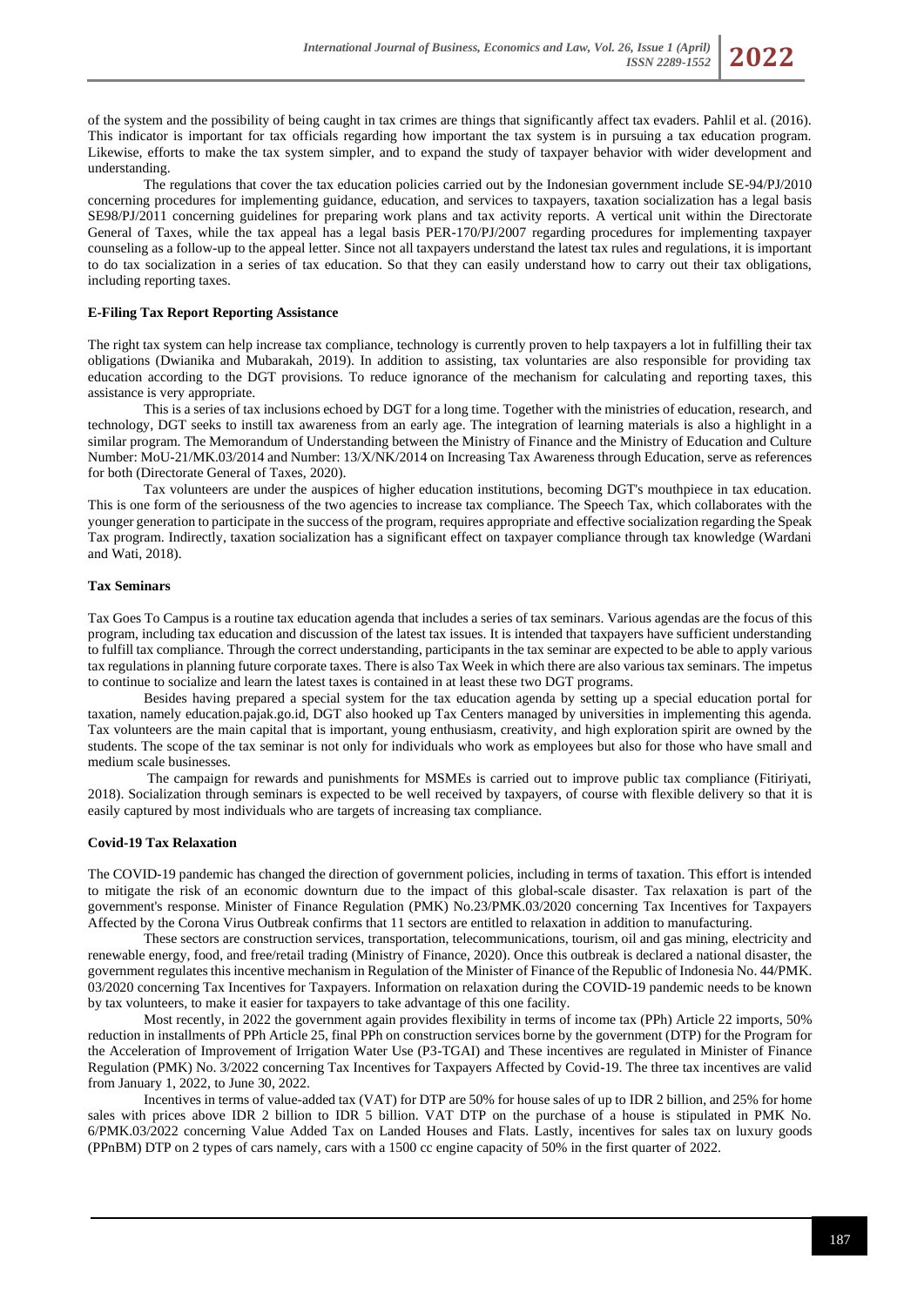of the system and the possibility of being caught in tax crimes are things that significantly affect tax evaders. Pahlil et al. (2016). This indicator is important for tax officials regarding how important the tax system is in pursuing a tax education program. Likewise, efforts to make the tax system simpler, and to expand the study of taxpayer behavior with wider development and understanding.

The regulations that cover the tax education policies carried out by the Indonesian government include SE-94/PJ/2010 concerning procedures for implementing guidance, education, and services to taxpayers, taxation socialization has a legal basis SE98/PJ/2011 concerning guidelines for preparing work plans and tax activity reports. A vertical unit within the Directorate General of Taxes, while the tax appeal has a legal basis PER-170/PJ/2007 regarding procedures for implementing taxpayer counseling as a follow-up to the appeal letter. Since not all taxpayers understand the latest tax rules and regulations, it is important to do tax socialization in a series of tax education. So that they can easily understand how to carry out their tax obligations, including reporting taxes.

**E-Filing Tax Report Reporting Assistance**

The right tax system can help increase tax compliance, technology is currently proven to help taxpayers a lot in fulfilling their tax obligations (Dwianika and Mubarakah, 2019). In addition to assisting, tax voluntaries are also responsible for providing tax education according to the DGT provisions. To reduce ignorance of the mechanism for calculating and reporting taxes, this assistance is very appropriate.

This is a series of tax inclusions echoed by DGT for a long time. Together with the ministries of education, research, and technology, DGT seeks to instill tax awareness from an early age. The integration of learning materials is also a highlight in a similar program. The Memorandum of Understanding between the Ministry of Finance and the Ministry of Education and Culture Number: MoU-21/MK.03/2014 and Number: 13/X/NK/2014 on Increasing Tax Awareness through Education, serve as references for both (Directorate General of Taxes, 2020).

Tax volunteers are under the auspices of higher education institutions, becoming DGT's mouthpiece in tax education. This is one form of the seriousness of the two agencies to increase tax compliance. The Speech Tax, which collaborates with the younger generation to participate in the success of the program, requires appropriate and effective socialization regarding the Speak Tax program. Indirectly, taxation socialization has a significant effect on taxpayer compliance through tax knowledge (Wardani and Wati, 2018).

**Tax Seminars**

Tax Goes To Campus is a routine tax education agenda that includes a series of tax seminars. Various agendas are the focus of this program, including tax education and discussion of the latest tax issues. It is intended that taxpayers have sufficient understanding to fulfill tax compliance. Through the correct understanding, participants in the tax seminar are expected to be able to apply various tax regulations in planning future corporate taxes. There is also Tax Week in which there are also various tax seminars. The impetus to continue to socialize and learn the latest taxes is contained in at least these two DGT programs.

Besides having prepared a special system for the tax education agenda by setting up a special education portal for taxation, namely education.pajak.go.id, DGT also hooked up Tax Centers managed by universities in implementing this agenda. Tax volunteers are the main capital that is important, young enthusiasm, creativity, and high exploration spirit are owned by the students. The scope of the tax seminar is not only for individuals who work as employees but also for those who have small and medium scale businesses.

The campaign for rewards and punishments for MSMEs is carried out to improve public tax compliance (Fitiriyati, 2018). Socialization through seminars is expected to be well received by taxpayers, of course with flexible delivery so that it is easily captured by most individuals who are targets of increasing tax compliance.

**Covid-19 Tax Relaxation**

The COVID-19 pandemic has changed the direction of government policies, including in terms of taxation. This effort is intended to mitigate the risk of an economic downturn due to the impact of this global-scale disaster. Tax relaxation is part of the government's response. Minister of Finance Regulation (PMK) No.23/PMK.03/2020 concerning Tax Incentives for Taxpayers Affected by the Corona Virus Outbreak confirms that 11 sectors are entitled to relaxation in addition to manufacturing.

These sectors are construction services, transportation, telecommunications, tourism, oil and gas mining, electricity and renewable energy, food, and free/retail trading (Ministry of Finance, 2020). Once this outbreak is declared a national disaster, the government regulates this incentive mechanism in Regulation of the Minister of Finance of the Republic of Indonesia No. 44/PMK. 03/2020 concerning Tax Incentives for Taxpayers. Information on relaxation during the COVID-19 pandemic needs to be known by tax volunteers, to make it easier for taxpayers to take advantage of this one facility.

Most recently, in 2022 the government again provides flexibility in terms of income tax (PPh) Article 22 imports, 50% reduction in installments of PPh Article 25, final PPh on construction services borne by the government (DTP) for the Program for the Acceleration of Improvement of Irrigation Water Use (P3-TGAI) and These incentives are regulated in Minister of Finance Regulation (PMK) No. 3/2022 concerning Tax Incentives for Taxpayers Affected by Covid-19. The three tax incentives are valid from January 1, 2022, to June 30, 2022.

Incentives in terms of value-added tax (VAT) for DTP are 50% for house sales of up to IDR 2 billion, and 25% for home sales with prices above IDR 2 billion to IDR 5 billion. VAT DTP on the purchase of a house is stipulated in PMK No. 6/PMK.03/2022 concerning Value Added Tax on Landed Houses and Flats. Lastly, incentives for sales tax on luxury goods (PPnBM) DTP on 2 types of cars namely, cars with a 1500 cc engine capacity of 50% in the first quarter of 2022.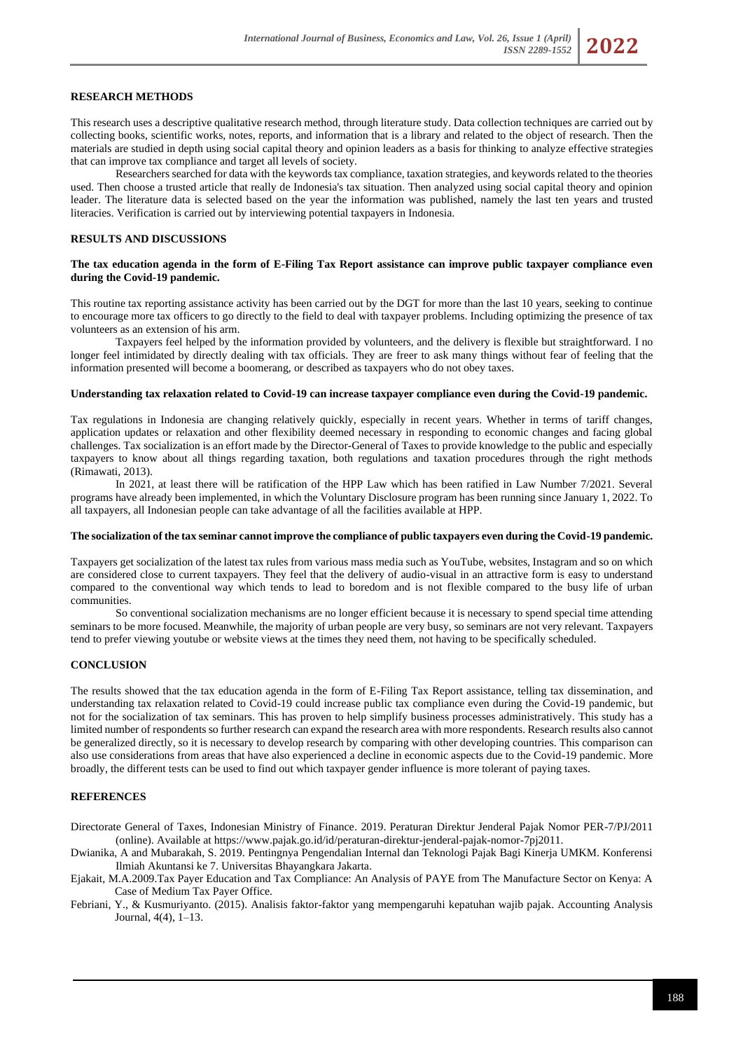## RESEARCH METHODS

This research uses a descriptive qualitative research method, through literature study. Data collection techniques are carried out by collecting books, scientific works, notes, reports, and information that is a library and related to the object of research. Then the materials are studied in depth using social capital theory and opinion leaders as a basis for thinking to analyze effective strategies that can improve tax compliance and target all levels of society.

Researchers searched for data with the keywords tax compliance, taxation strategies, and keywords related to the theories used. Then choose a trusted article that really de Indonesia's tax situation. Then analyzed using social capital theory and opinion leader. The literature data is selected based on the year the information was published, namely the last ten years and trusted literacies. Verification is carried out by interviewing potential taxpayers in Indonesia.

## RESULTS AND DISCUSSIONS

### The tax education agenda in the form of E-Filing Tax Report assistance can improve public taxpayer compliance even during the Covid-19 pandemic.

This routine tax reporting assistance activity has been carried out by the DGT for more than the last 10 years, seeking to continue to encourage more tax officers to go directly to the field to deal with taxpayer problems. Including optimizing the presence of tax volunteers as an extension of his arm.

Taxpayers feel helped by the information provided by volunteers, and the delivery is flexible but straightforward. I no longer feel intimidated by directly dealing with tax officials. They are freer to ask many things without fear of feeling that the information presented will become a boomerang, or described as taxpayers who do not obey taxes.

### Understanding tax relaxation related to Covid-19 can increase taxpayer compliance even during the Covid-19 pandemic.

Tax regulations in Indonesia are changing relatively quickly, especially in recent years. Whether in terms of tariff changes, application updates or relaxation and other flexibility deemed necessary in responding to economic changes and facing global challenges. Tax socialization is an effort made by the Director-General of Taxes to provide knowledge to the public and especially taxpayers to know about all things regarding taxation, both regulations and taxation procedures through the right methods (Rimawati, 2013).

In 2021, at least there will be ratification of the HPP Law which has been ratified in Law Number 7/2021. Several programs have already been implemented, in which the Voluntary Disclosure program has been running since January 1, 2022. To all taxpayers, all Indonesian people can take advantage of all the facilities available at HPP.

### The socialization of the tax seminar cannot improve the compliance of public taxpayers even during the Covid-19 pandemic.

Taxpayers get socialization of the latest tax rules from various mass media such as YouTube, websites, Instagram and so on which are considered close to current taxpayers. They feel that the delivery of audio-visual in an attractive form is easy to understand compared to the conventional way which tends to lead to boredom and is not flexible compared to the busy life of urban communities.

So conventional socialization mechanisms are no longer efficient because it is necessary to spend special time attending seminars to be more focused. Meanwhile, the majority of urban people are very busy, so seminars are not very relevant. Taxpayers tend to prefer viewing youtube or website views at the times they need them, not having to be specifically scheduled.

## CONCLUSION

The results showed that the tax education agenda in the form of E-Filing Tax Report assistance, telling tax dissemination, and understanding tax relaxation related to Covid-19 could increase public tax compliance even during the Covid-19 pandemic, but not for the socialization of tax seminars. This has proven to help simplify business processes administratively. This study has a limited number of respondents so further research can expand the research area with more respondents. Research results also cannot be generalized directly, so it is necessary to develop research by comparing with other developing countries. This comparison can also use considerations from areas that have also experienced a decline in economic aspects due to the Covid-19 pandemic. More broadly, the different tests can be used to find out which taxpayer gender influence is more tolerant of paying taxes.

## REFERENCES

Directorate General of Taxes, Indonesian Ministry of Finance. 2019. Peraturan Direktur Jenderal Pajak Nomor PER-7/PJ/2011 (online). Available at https://www.pajak.go.id/id/peraturan-direktur-jenderal-pajak-nomor-7pj2011.

Dwianika, A and Mubarakah, S. 2019. Pentingnya Pengendalian Internal dan Teknologi Pajak Bagi Kinerja UMKM. Konferensi Ilmiah Akuntansi ke 7. Universitas Bhayangkara Jakarta.

Ejakait, M.A.2009.Tax Payer Education and Tax Compliance: An Analysis of PAYE from The Manufacture Sector on Kenya: A Case of Medium Tax Payer Office.

Febriani, Y., & Kusmuriyanto. (2015). Analisis faktor-faktor yang mempengaruhi kepatuhan wajib pajak. Accounting Analysis Journal, 4(4), 1–13.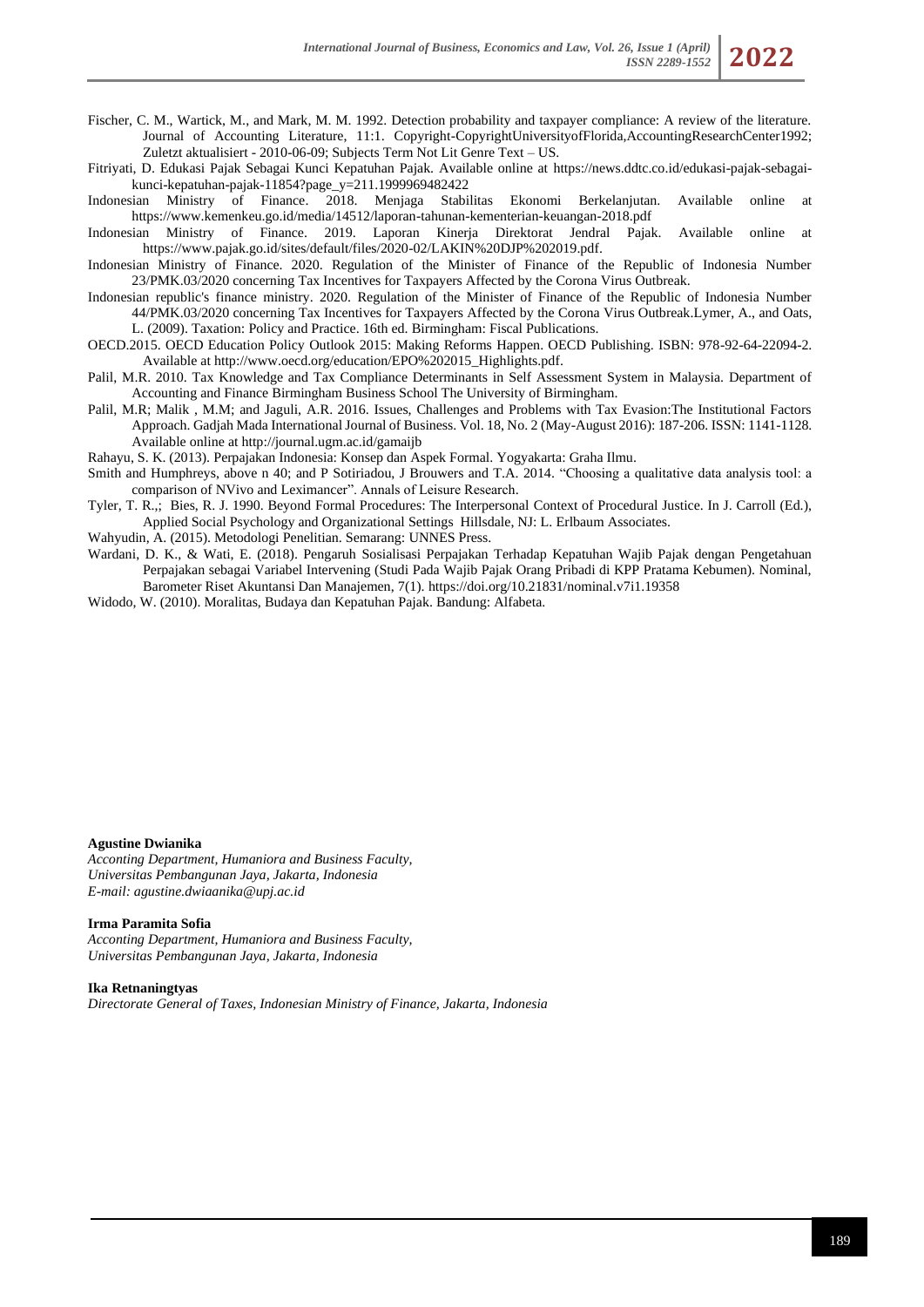Fischer, C. M., Wartick, M., and Mark, M. M. 1992. Detection probability and taxpayer compliance: A review of the literature. Journal of Accounting Literature, 11:1. Copyright-CopyrightUniversityofFlorida,AccountingResearchCenter1992; Zuletzt aktualisiert - 2010-06-09; Subjects Term Not Lit Genre Text – US.

Fitriyati, D. Edukasi Pajak Sebagai Kunci Kepatuhan Pajak. Available online at https://news.ddtc.co.id/edukasi-pajak-sebagai-kunci-kepatuhan-pajak-11854?page_y=211.1999969482422

Indonesian Ministry of Finance. 2018. Menjaga Stabilitas Ekonomi Berkelanjutan. Available online at https://www.kemenkeu.go.id/media/14512/laporan-tahunan-kementerian-keuangan-2018.pdf

Indonesian Ministry of Finance. 2019. Laporan Kinerja Direktorat Jendral Pajak. Available online at https://www.pajak.go.id/sites/default/files/2020-02/LAKIN%20DJP%202019.pdf.

Indonesian Ministry of Finance. 2020. Regulation of the Minister of Finance of the Republic of Indonesia Number 23/PMK.03/2020 concerning Tax Incentives for Taxpayers Affected by the Corona Virus Outbreak.

Indonesian republic's finance ministry. 2020. Regulation of the Minister of Finance of the Republic of Indonesia Number 44/PMK.03/2020 concerning Tax Incentives for Taxpayers Affected by the Corona Virus Outbreak.Lymer, A., and Oats, L. (2009). Taxation: Policy and Practice. 16th ed. Birmingham: Fiscal Publications.

OECD.2015. OECD Education Policy Outlook 2015: Making Reforms Happen. OECD Publishing. ISBN: 978-92-64-22094-2. Available at http://www.oecd.org/education/EPO%202015_Highlights.pdf.

Palil, M.R. 2010. Tax Knowledge and Tax Compliance Determinants in Self Assessment System in Malaysia. Department of Accounting and Finance Birmingham Business School The University of Birmingham.

Palil, M.R; Malik , M.M; and Jaguli, A.R. 2016. Issues, Challenges and Problems with Tax Evasion:The Institutional Factors Approach. Gadjah Mada International Journal of Business. Vol. 18, No. 2 (May-August 2016): 187-206. ISSN: 1141-1128. Available online at http://journal.ugm.ac.id/gamaijb

Rahayu, S. K. (2013). Perpajakan Indonesia: Konsep dan Aspek Formal. Yogyakarta: Graha Ilmu.

Smith and Humphreys, above n 40; and P Sotiriadou, J Brouwers and T.A. 2014. "Choosing a qualitative data analysis tool: a comparison of NVivo and Leximancer". Annals of Leisure Research.

Tyler, T. R.,; Bies, R. J. 1990. Beyond Formal Procedures: The Interpersonal Context of Procedural Justice. In J. Carroll (Ed.), Applied Social Psychology and Organizational Settings Hillsdale, NJ: L. Erlbaum Associates.

Wahyudin, A. (2015). Metodologi Penelitian. Semarang: UNNES Press.

Wardani, D. K., & Wati, E. (2018). Pengaruh Sosialisasi Perpajakan Terhadap Kepatuhan Wajib Pajak dengan Pengetahuan Perpajakan sebagai Variabel Intervening (Studi Pada Wajib Pajak Orang Pribadi di KPP Pratama Kebumen). Nominal, Barometer Riset Akuntansi Dan Manajemen, 7(1). https://doi.org/10.21831/nominal.v7i1.19358

Widodo, W. (2010). Moralitas, Budaya dan Kepatuhan Pajak. Bandung: Alfabeta.

**Agustine Dwianika**
*Acconting Department, Humaniora and Business Faculty,*
*Universitas Pembangunan Jaya, Jakarta, Indonesia*
*E-mail: agustine.dwiaanika@upj.ac.id*

**Irma Paramita Sofia**
*Acconting Department, Humaniora and Business Faculty,*
*Universitas Pembangunan Jaya, Jakarta, Indonesia*

**Ika Retnaningtyas**
*Directorate General of Taxes, Indonesian Ministry of Finance, Jakarta, Indonesia*